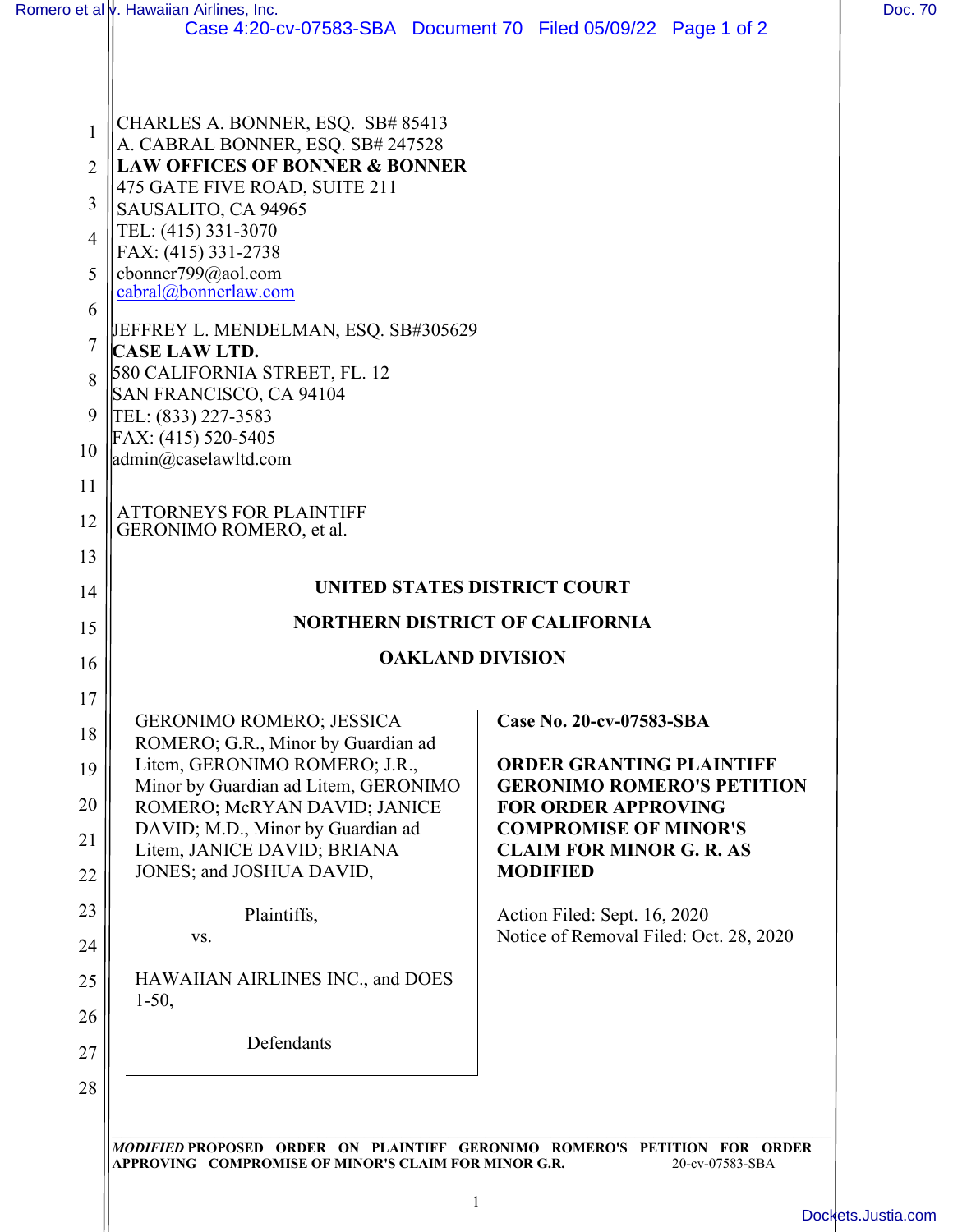CHARLES A. BONNER, ESQ. SB# 85413
A. CABRAL BONNER, ESQ. SB# 247528
**LAW OFFICES OF BONNER & BONNER**
475 GATE FIVE ROAD, SUITE 211
SAUSALITO, CA 94965
TEL: (415) 331-3070
FAX: (415) 331-2738
cbonner799@aol.com
cabral@bonnerlaw.com

JEFFREY L. MENDELMAN, ESQ. SB#305629
**CASE LAW LTD.**
580 CALIFORNIA STREET, FL. 12
SAN FRANCISCO, CA 94104
TEL: (833) 227-3583
FAX: (415) 520-5405
admin@caselawltd.com

ATTORNEYS FOR PLAINTIFF
GERONIMO ROMERO, et al.

**UNITED STATES DISTRICT COURT**

**NORTHERN DISTRICT OF CALIFORNIA**

**OAKLAND DIVISION**

GERONIMO ROMERO; JESSICA ROMERO; G.R., Minor by Guardian ad Litem, GERONIMO ROMERO; J.R., Minor by Guardian ad Litem, GERONIMO ROMERO; McRYAN DAVID; JANICE DAVID; M.D., Minor by Guardian ad Litem, JANICE DAVID; BRIANA JONES; and JOSHUA DAVID,

Plaintiffs,

vs.

HAWAIIAN AIRLINES INC., and DOES 1-50,

Defendants

**Case No. 20-cv-07583-SBA**

**ORDER GRANTING PLAINTIFF GERONIMO ROMERO'S PETITION FOR ORDER APPROVING COMPROMISE OF MINOR'S CLAIM FOR MINOR G. R. AS MODIFIED**

Action Filed: Sept. 16, 2020
Notice of Removal Filed: Oct. 28, 2020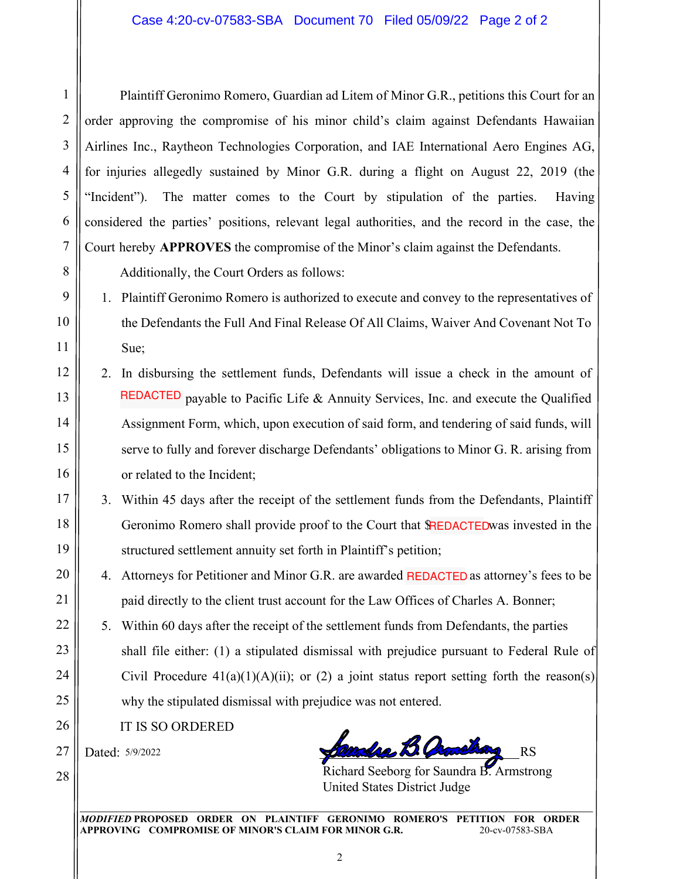Plaintiff Geronimo Romero, Guardian ad Litem of Minor G.R., petitions this Court for an order approving the compromise of his minor child's claim against Defendants Hawaiian Airlines Inc., Raytheon Technologies Corporation, and IAE International Aero Engines AG, for injuries allegedly sustained by Minor G.R. during a flight on August 22, 2019 (the "Incident"). The matter comes to the Court by stipulation of the parties. Having considered the parties' positions, relevant legal authorities, and the record in the case, the Court hereby **APPROVES** the compromise of the Minor's claim against the Defendants.

Additionally, the Court Orders as follows:

1. Plaintiff Geronimo Romero is authorized to execute and convey to the representatives of the Defendants the Full And Final Release Of All Claims, Waiver And Covenant Not To Sue;
2. In disbursing the settlement funds, Defendants will issue a check in the amount of REDACTED payable to Pacific Life & Annuity Services, Inc. and execute the Qualified Assignment Form, which, upon execution of said form, and tendering of said funds, will serve to fully and forever discharge Defendants' obligations to Minor G. R. arising from or related to the Incident;
3. Within 45 days after the receipt of the settlement funds from the Defendants, Plaintiff Geronimo Romero shall provide proof to the Court that $REDACTED was invested in the structured settlement annuity set forth in Plaintiff's petition;
4. Attorneys for Petitioner and Minor G.R. are awarded REDACTED as attorney's fees to be paid directly to the client trust account for the Law Offices of Charles A. Bonner;
5. Within 60 days after the receipt of the settlement funds from Defendants, the parties shall file either: (1) a stipulated dismissal with prejudice pursuant to Federal Rule of Civil Procedure 41(a)(1)(A)(ii); or (2) a joint status report setting forth the reason(s) why the stipulated dismissal with prejudice was not entered.

IT IS SO ORDERED

Dated: 5/9/2022

Saundra B. Armstrong RS

Richard Seeborg for Saundra B. Armstrong
United States District Judge

*MODIFIED* **PROPOSED ORDER ON PLAINTIFF GERONIMO ROMERO'S PETITION FOR ORDER APPROVING COMPROMISE OF MINOR'S CLAIM FOR MINOR G.R.** 20-cv-07583-SBA